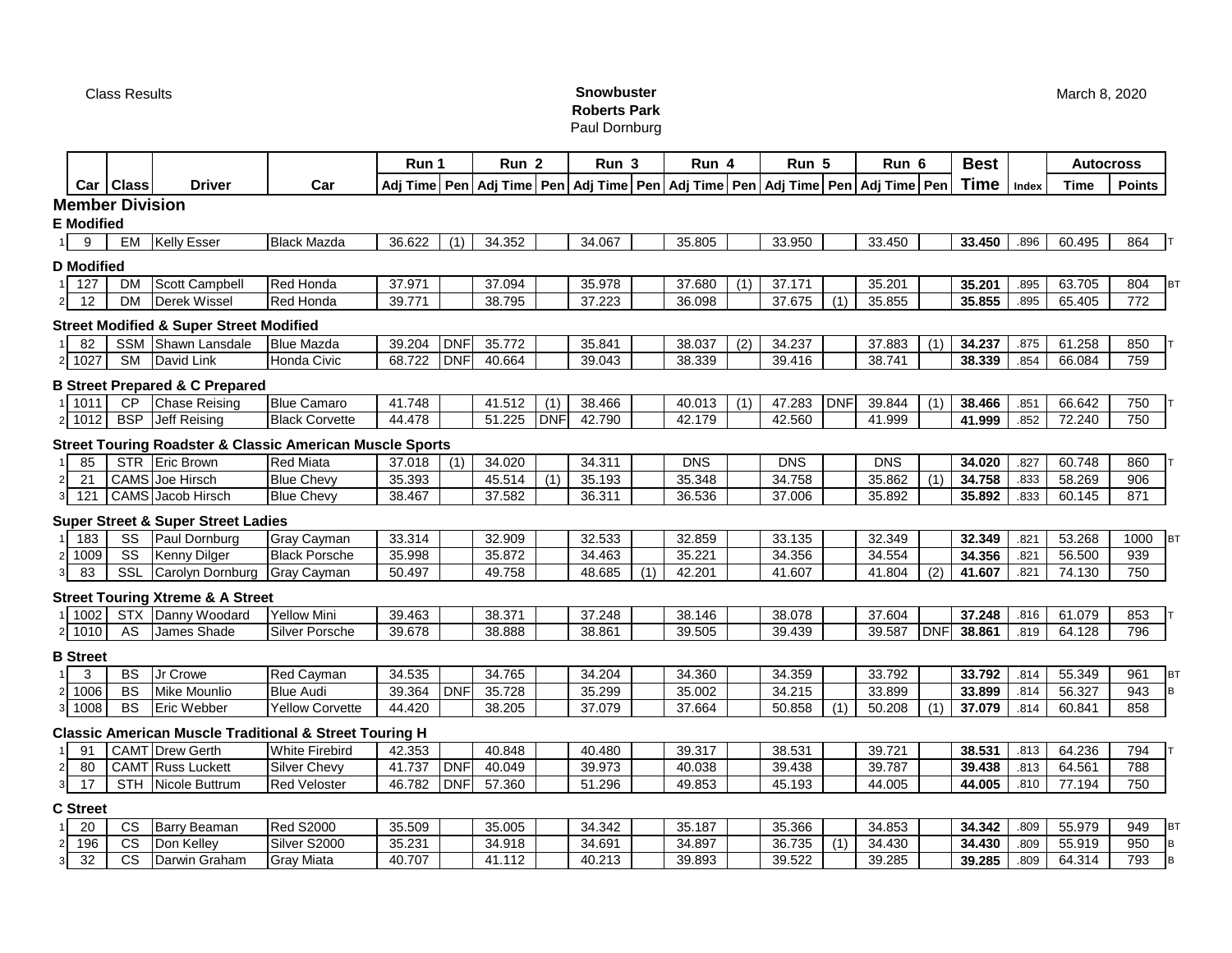Class Results

**Snowbuster**
**Roberts Park**
Paul Dornburg

March 8, 2020

| | Car | Class | Driver | Car | Run 1 | | Run 2 | | Run 3 | | Run 4 | | Run 5 | | Run 6 | | Best | | Autocross | | |
|---|---|---|---|---|---|---|---|---|---|---|---|---|---|---|---|---|---|---|---|---|---|
| | | | | | Adj Time | Pen | Adj Time | Pen | Adj Time | Pen | Adj Time | Pen | Adj Time | Pen | Adj Time | Pen | Time | Index | Time | Points | |
| **Member Division** | | | | | | | | | | | | | | | | | | | | | |
| **E Modified** | | | | | | | | | | | | | | | | | | | | | |
| 1 | 9 | EM | Kelly Esser | Black Mazda | 36.622 | (1) | 34.352 | | 34.067 | | 35.805 | | 33.950 | | 33.450 | | **33.450** | .896 | 60.495 | 864 | T |
| **D Modified** | | | | | | | | | | | | | | | | | | | | | |
| 1 | 127 | DM | Scott Campbell | Red Honda | 37.971 | | 37.094 | | 35.978 | | 37.680 | (1) | 37.171 | | 35.201 | | **35.201** | .895 | 63.705 | 804 | BT |
| 2 | 12 | DM | Derek Wissel | Red Honda | 39.771 | | 38.795 | | 37.223 | | 36.098 | | 37.675 | (1) | 35.855 | | **35.855** | .895 | 65.405 | 772 | |
| **Street Modified & Super Street Modified** | | | | | | | | | | | | | | | | | | | | | |
| 1 | 82 | SSM | Shawn Lansdale | Blue Mazda | 39.204 | DNF | 35.772 | | 35.841 | | 38.037 | (2) | 34.237 | | 37.883 | (1) | **34.237** | .875 | 61.258 | 850 | T |
| 2 | 1027 | SM | David Link | Honda Civic | 68.722 | DNF | 40.664 | | 39.043 | | 38.339 | | 39.416 | | 38.741 | | **38.339** | .854 | 66.084 | 759 | |
| **B Street Prepared & C Prepared** | | | | | | | | | | | | | | | | | | | | | |
| 1 | 1011 | CP | Chase Reising | Blue Camaro | 41.748 | | 41.512 | (1) | 38.466 | | 40.013 | (1) | 47.283 | DNF | 39.844 | (1) | **38.466** | .851 | 66.642 | 750 | T |
| 2 | 1012 | BSP | Jeff Reising | Black Corvette | 44.478 | | 51.225 | DNF | 42.790 | | 42.179 | | 42.560 | | 41.999 | | **41.999** | .852 | 72.240 | 750 | |
| **Street Touring Roadster & Classic American Muscle Sports** | | | | | | | | | | | | | | | | | | | | | |
| 1 | 85 | STR | Eric Brown | Red Miata | 37.018 | (1) | 34.020 | | 34.311 | | DNS | | DNS | | DNS | | **34.020** | .827 | 60.748 | 860 | T |
| 2 | 21 | CAMS | Joe Hirsch | Blue Chevy | 35.393 | | 45.514 | (1) | 35.193 | | 35.348 | | 34.758 | | 35.862 | (1) | **34.758** | .833 | 58.269 | 906 | |
| 3 | 121 | CAMS | Jacob Hirsch | Blue Chevy | 38.467 | | 37.582 | | 36.311 | | 36.536 | | 37.006 | | 35.892 | | **35.892** | .833 | 60.145 | 871 | |
| **Super Street & Super Street Ladies** | | | | | | | | | | | | | | | | | | | | | |
| 1 | 183 | SS | Paul Dornburg | Gray Cayman | 33.314 | | 32.909 | | 32.533 | | 32.859 | | 33.135 | | 32.349 | | **32.349** | .821 | 53.268 | 1000 | BT |
| 2 | 1009 | SS | Kenny Dilger | Black Porsche | 35.998 | | 35.872 | | 34.463 | | 35.221 | | 34.356 | | 34.554 | | **34.356** | .821 | 56.500 | 939 | |
| 3 | 83 | SSL | Carolyn Dornburg | Gray Cayman | 50.497 | | 49.758 | | 48.685 | (1) | 42.201 | | 41.607 | | 41.804 | (2) | **41.607** | .821 | 74.130 | 750 | |
| **Street Touring Xtreme & A Street** | | | | | | | | | | | | | | | | | | | | | |
| 1 | 1002 | STX | Danny Woodard | Yellow Mini | 39.463 | | 38.371 | | 37.248 | | 38.146 | | 38.078 | | 37.604 | | **37.248** | .816 | 61.079 | 853 | T |
| 2 | 1010 | AS | James Shade | Silver Porsche | 39.678 | | 38.888 | | 38.861 | | 39.505 | | 39.439 | | 39.587 | DNF | **38.861** | .819 | 64.128 | 796 | |
| **B Street** | | | | | | | | | | | | | | | | | | | | | |
| 1 | 3 | BS | Jr Crowe | Red Cayman | 34.535 | | 34.765 | | 34.204 | | 34.360 | | 34.359 | | 33.792 | | **33.792** | .814 | 55.349 | 961 | BT |
| 2 | 1006 | BS | Mike Mounlio | Blue Audi | 39.364 | DNF | 35.728 | | 35.299 | | 35.002 | | 34.215 | | 33.899 | | **33.899** | .814 | 56.327 | 943 | B |
| 3 | 1008 | BS | Eric Webber | Yellow Corvette | 44.420 | | 38.205 | | 37.079 | | 37.664 | | 50.858 | (1) | 50.208 | (1) | **37.079** | .814 | 60.841 | 858 | |
| **Classic American Muscle Traditional & Street Touring H** | | | | | | | | | | | | | | | | | | | | | |
| 1 | 91 | CAMT | Drew Gerth | White Firebird | 42.353 | | 40.848 | | 40.480 | | 39.317 | | 38.531 | | 39.721 | | **38.531** | .813 | 64.236 | 794 | T |
| 2 | 80 | CAMT | Russ Luckett | Silver Chevy | 41.737 | DNF | 40.049 | | 39.973 | | 40.038 | | 39.438 | | 39.787 | | **39.438** | .813 | 64.561 | 788 | |
| 3 | 17 | STH | Nicole Buttrum | Red Veloster | 46.782 | DNF | 57.360 | | 51.296 | | 49.853 | | 45.193 | | 44.005 | | **44.005** | .810 | 77.194 | 750 | |
| **C Street** | | | | | | | | | | | | | | | | | | | | | |
| 1 | 20 | CS | Barry Beaman | Red S2000 | 35.509 | | 35.005 | | 34.342 | | 35.187 | | 35.366 | | 34.853 | | **34.342** | .809 | 55.979 | 949 | BT |
| 2 | 196 | CS | Don Kelley | Silver S2000 | 35.231 | | 34.918 | | 34.691 | | 34.897 | | 36.735 | (1) | 34.430 | | **34.430** | .809 | 55.919 | 950 | B |
| 3 | 32 | CS | Darwin Graham | Gray Miata | 40.707 | | 41.112 | | 40.213 | | 39.893 | | 39.522 | | 39.285 | | **39.285** | .809 | 64.314 | 793 | B |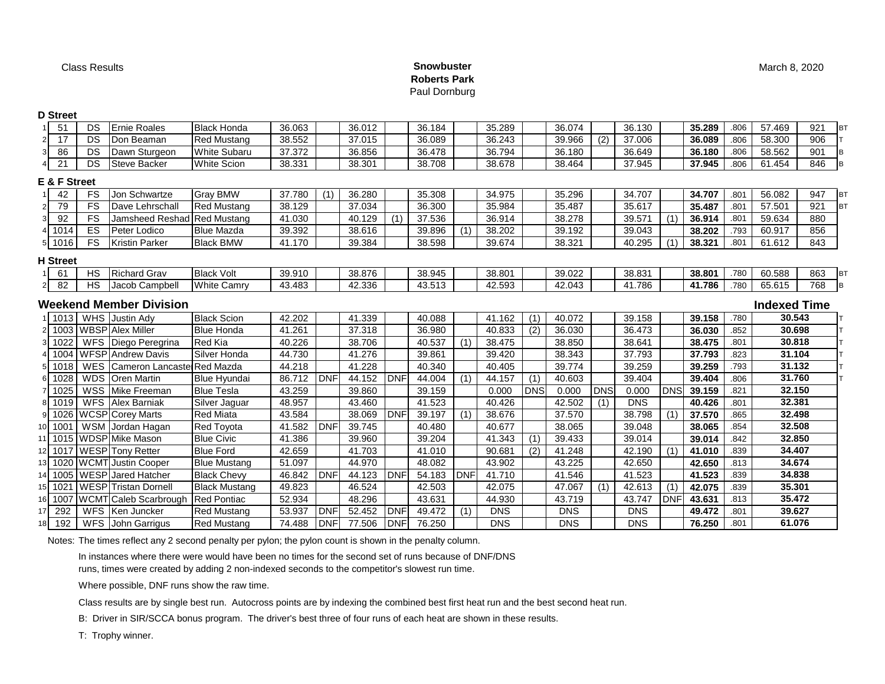Class Results

**Snowbuster**
**Roberts Park**
Paul Dornburg

March 8, 2020

### D Street

| | | | | | | | | | | | | | | | | | | | | | | |
|---|---|---|---|---|---|---|---|---|---|---|---|---|---|---|---|---|---|---|---|---|---|---|
| 1 | 51 | DS | Ernie Roales | Black Honda | 36.063 | | 36.012 | | 36.184 | | 35.289 | | 36.074 | | 36.130 | | **35.289** | .806 | 57.469 | 921 | BT |
| 2 | 17 | DS | Don Beaman | Red Mustang | 38.552 | | 37.015 | | 36.089 | | 36.243 | | 39.966 | (2) | 37.006 | | **36.089** | .806 | 58.300 | 906 | T |
| 3 | 86 | DS | Dawn Sturgeon | White Subaru | 37.372 | | 36.856 | | 36.478 | | 36.794 | | 36.180 | | 36.649 | | **36.180** | .806 | 58.562 | 901 | B |
| 4 | 21 | DS | Steve Backer | White Scion | 38.331 | | 38.301 | | 38.708 | | 38.678 | | 38.464 | | 37.945 | | **37.945** | .806 | 61.454 | 846 | B |

### E & F Street

| | | | | | | | | | | | | | | | | | | | | | |
|---|---|---|---|---|---|---|---|---|---|---|---|---|---|---|---|---|---|---|---|---|---|
| 1 | 42 | FS | Jon Schwartze | Gray BMW | 37.780 | (1) | 36.280 | | 35.308 | | 34.975 | | 35.296 | | 34.707 | | **34.707** | .801 | 56.082 | 947 | BT |
| 2 | 79 | FS | Dave Lehrschall | Red Mustang | 38.129 | | 37.034 | | 36.300 | | 35.984 | | 35.487 | | 35.617 | | **35.487** | .801 | 57.501 | 921 | BT |
| 3 | 92 | FS | Jamsheed Reshad | Red Mustang | 41.030 | | 40.129 | (1) | 37.536 | | 36.914 | | 38.278 | | 39.571 | (1) | **36.914** | .801 | 59.634 | 880 | |
| 4 | 1014 | ES | Peter Lodico | Blue Mazda | 39.392 | | 38.616 | | 39.896 | (1) | 38.202 | | 39.192 | | 39.043 | | **38.202** | .793 | 60.917 | 856 | |
| 5 | 1016 | FS | Kristin Parker | Black BMW | 41.170 | | 39.384 | | 38.598 | | 39.674 | | 38.321 | | 40.295 | (1) | **38.321** | .801 | 61.612 | 843 | |

### H Street

| | | | | | | | | | | | | | | | | | | | | | |
|---|---|---|---|---|---|---|---|---|---|---|---|---|---|---|---|---|---|---|---|---|---|
| 1 | 61 | HS | Richard Grav | Black Volt | 39.910 | | 38.876 | | 38.945 | | 38.801 | | 39.022 | | 38.831 | | **38.801** | .780 | 60.588 | 863 | BT |
| 2 | 82 | HS | Jacob Campbell | White Camry | 43.483 | | 42.336 | | 43.513 | | 42.593 | | 42.043 | | 41.786 | | **41.786** | .780 | 65.615 | 768 | B |

### Weekend Member Division

| | | | | | | | | | | | | | | | | | | | Indexed Time | |
|---|---|---|---|---|---|---|---|---|---|---|---|---|---|---|---|---|---|---|---|---|
| 1 | 1013 | WHS | Justin Ady | Black Scion | 42.202 | | 41.339 | | 40.088 | | 41.162 | (1) | 40.072 | | 39.158 | | **39.158** | .780 | **30.543** | T |
| 2 | 1003 | WBSP | Alex Miller | Blue Honda | 41.261 | | 37.318 | | 36.980 | | 40.833 | (2) | 36.030 | | 36.473 | | **36.030** | .852 | **30.698** | T |
| 3 | 1022 | WFS | Diego Peregrina | Red Kia | 40.226 | | 38.706 | | 40.537 | (1) | 38.475 | | 38.850 | | 38.641 | | **38.475** | .801 | **30.818** | T |
| 4 | 1004 | WFSP | Andrew Davis | Silver Honda | 44.730 | | 41.276 | | 39.861 | | 39.420 | | 38.343 | | 37.793 | | **37.793** | .823 | **31.104** | T |
| 5 | 1018 | WES | Cameron Lancaster | Red Mazda | 44.218 | | 41.228 | | 40.340 | | 40.405 | | 39.774 | | 39.259 | | **39.259** | .793 | **31.132** | T |
| 6 | 1028 | WDS | Oren Martin | Blue Hyundai | 86.712 | DNF | 44.152 | DNF | 44.004 | (1) | 44.157 | (1) | 40.603 | | 39.404 | | **39.404** | .806 | **31.760** | T |
| 7 | 1025 | WSS | Mike Freeman | Blue Tesla | 43.259 | | 39.860 | | 39.159 | | 0.000 | DNS | 0.000 | DNS | 0.000 | DNS | **39.159** | .821 | **32.150** | |
| 8 | 1019 | WFS | Alex Barniak | Silver Jaguar | 48.957 | | 43.460 | | 41.523 | | 40.426 | | 42.502 | (1) | DNS | | **40.426** | .801 | **32.381** | |
| 9 | 1026 | WCSP | Corey Marts | Red Miata | 43.584 | | 38.069 | DNF | 39.197 | (1) | 38.676 | | 37.570 | | 38.798 | (1) | **37.570** | .865 | **32.498** | |
| 10 | 1001 | WSM | Jordan Hagan | Red Toyota | 41.582 | DNF | 39.745 | | 40.480 | | 40.677 | | 38.065 | | 39.048 | | **38.065** | .854 | **32.508** | |
| 11 | 1015 | WDSP | Mike Mason | Blue Civic | 41.386 | | 39.960 | | 39.204 | | 41.343 | (1) | 39.433 | | 39.014 | | **39.014** | .842 | **32.850** | |
| 12 | 1017 | WESP | Tony Retter | Blue Ford | 42.659 | | 41.703 | | 41.010 | | 90.681 | (2) | 41.248 | | 42.190 | (1) | **41.010** | .839 | **34.407** | |
| 13 | 1020 | WCMT | Justin Cooper | Blue Mustang | 51.097 | | 44.970 | | 48.082 | | 43.902 | | 43.225 | | 42.650 | | **42.650** | .813 | **34.674** | |
| 14 | 1005 | WESP | Jared Hatcher | Black Chevy | 46.842 | DNF | 44.123 | DNF | 54.183 | DNF | 41.710 | | 41.546 | | 41.523 | | **41.523** | .839 | **34.838** | |
| 15 | 1021 | WESP | Tristan Dornell | Black Mustang | 49.823 | | 46.524 | | 42.503 | | 42.075 | | 47.067 | (1) | 42.613 | (1) | **42.075** | .839 | **35.301** | |
| 16 | 1007 | WCMT | Caleb Scarbrough | Red Pontiac | 52.934 | | 48.296 | | 43.631 | | 44.930 | | 43.719 | | 43.747 | DNF | **43.631** | .813 | **35.472** | |
| 17 | 292 | WFS | Ken Juncker | Red Mustang | 53.937 | DNF | 52.452 | DNF | 49.472 | (1) | DNS | | DNS | | DNS | | **49.472** | .801 | **39.627** | |
| 18 | 192 | WFS | John Garrigus | Red Mustang | 74.488 | DNF | 77.506 | DNF | 76.250 | | DNS | | DNS | | DNS | | **76.250** | .801 | **61.076** | |

Notes: The times reflect any 2 second penalty per pylon; the pylon count is shown in the penalty column.

In instances where there were would have been no times for the second set of runs because of DNF/DNS runs, times were created by adding 2 non-indexed seconds to the competitor's slowest run time.

Where possible, DNF runs show the raw time.

Class results are by single best run. Autocross points are by indexing the combined best first heat run and the best second heat run.

B: Driver in SIR/SCCA bonus program. The driver's best three of four runs of each heat are shown in these results.

T: Trophy winner.